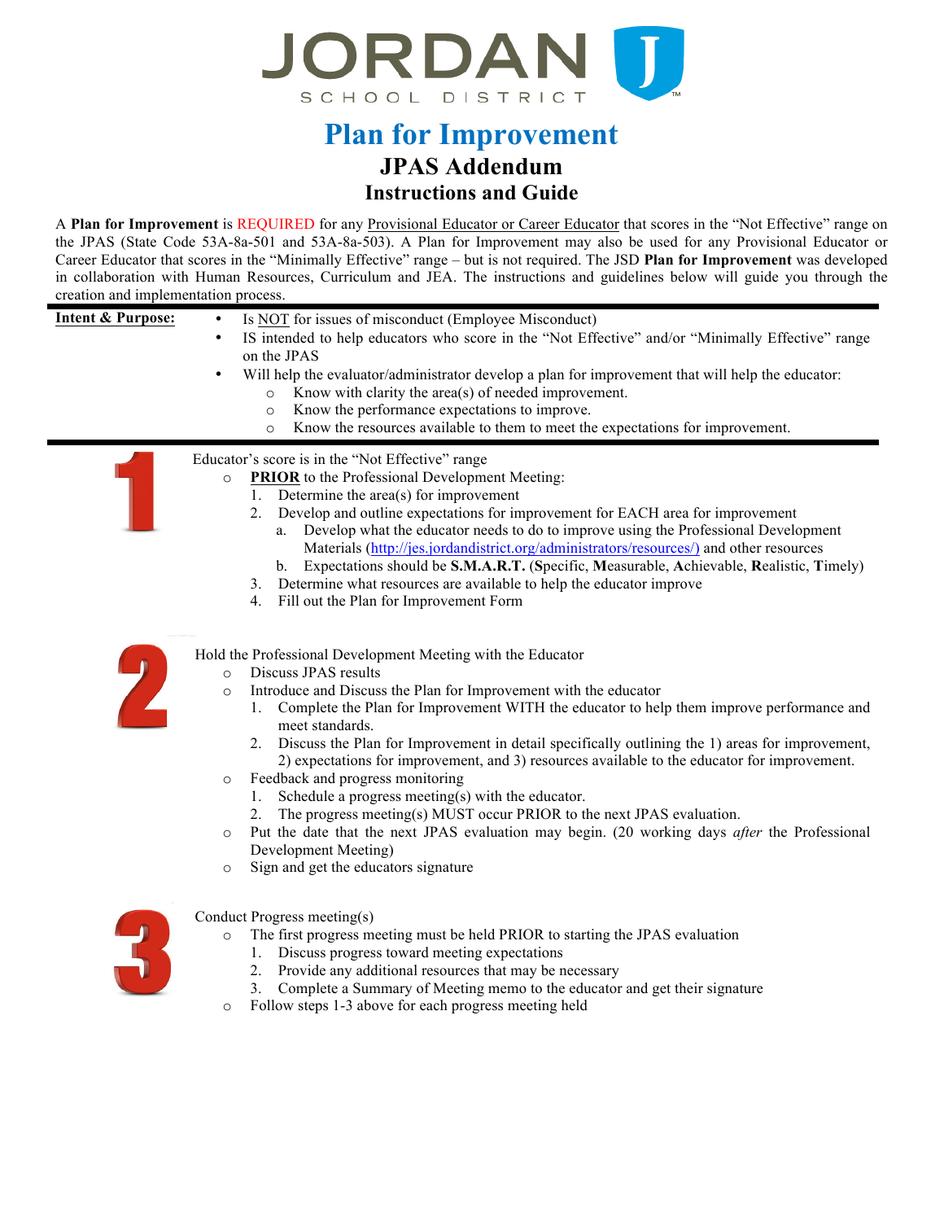# JORDAN SCHOOL DISTRICT

# Plan for Improvement

## JPAS Addendum

### Instructions and Guide

A **Plan for Improvement** is REQUIRED for any Provisional Educator or Career Educator that scores in the "Not Effective" range on the JPAS (State Code 53A-8a-501 and 53A-8a-503). A Plan for Improvement may also be used for any Provisional Educator or Career Educator that scores in the "Minimally Effective" range – but is not required. The JSD **Plan for Improvement** was developed in collaboration with Human Resources, Curriculum and JEA. The instructions and guidelines below will guide you through the creation and implementation process.

**Intent & Purpose:**

- Is NOT for issues of misconduct (Employee Misconduct)
- IS intended to help educators who score in the "Not Effective" and/or "Minimally Effective" range on the JPAS
- Will help the evaluator/administrator develop a plan for improvement that will help the educator:
  - Know with clarity the area(s) of needed improvement.
  - Know the performance expectations to improve.
  - Know the resources available to them to meet the expectations for improvement.

---

**1**

Educator's score is in the "Not Effective" range

- **PRIOR** to the Professional Development Meeting:
  1. Determine the area(s) for improvement
  2. Develop and outline expectations for improvement for EACH area for improvement
     a. Develop what the educator needs to do to improve using the Professional Development Materials (http://jes.jordandistrict.org/administrators/resources/) and other resources
     b. Expectations should be **S.M.A.R.T.** (**S**pecific, **M**easurable, **A**chievable, **R**ealistic, **T**imely)
  3. Determine what resources are available to help the educator improve
  4. Fill out the Plan for Improvement Form

**2**

Hold the Professional Development Meeting with the Educator

- Discuss JPAS results
- Introduce and Discuss the Plan for Improvement with the educator
  1. Complete the Plan for Improvement WITH the educator to help them improve performance and meet standards.
  2. Discuss the Plan for Improvement in detail specifically outlining the 1) areas for improvement, 2) expectations for improvement, and 3) resources available to the educator for improvement.
- Feedback and progress monitoring
  1. Schedule a progress meeting(s) with the educator.
  2. The progress meeting(s) MUST occur PRIOR to the next JPAS evaluation.
- Put the date that the next JPAS evaluation may begin. (20 working days *after* the Professional Development Meeting)
- Sign and get the educators signature

**3**

Conduct Progress meeting(s)

- The first progress meeting must be held PRIOR to starting the JPAS evaluation
  1. Discuss progress toward meeting expectations
  2. Provide any additional resources that may be necessary
  3. Complete a Summary of Meeting memo to the educator and get their signature
- Follow steps 1-3 above for each progress meeting held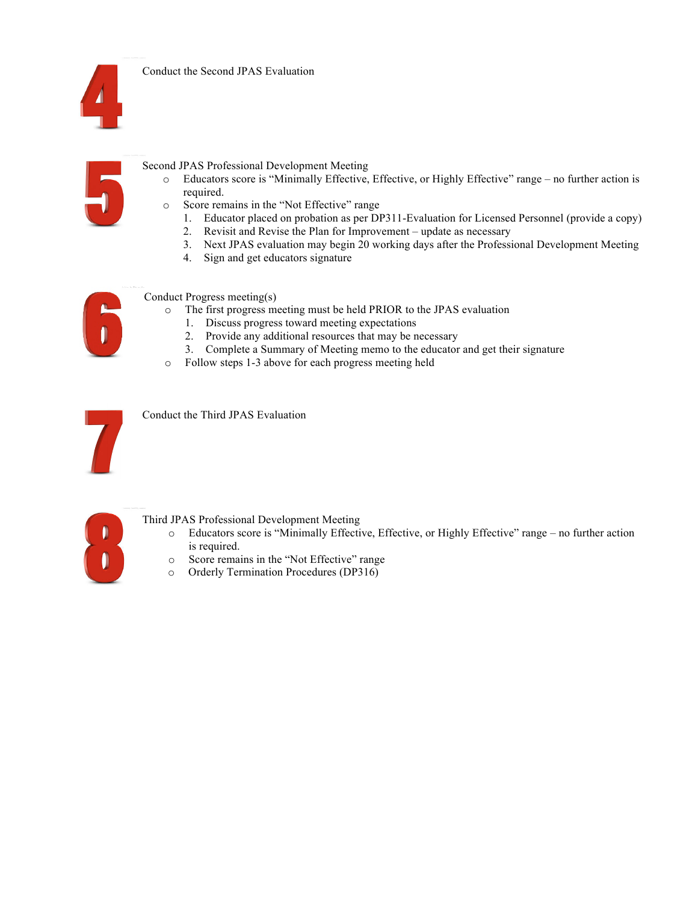**4** Conduct the Second JPAS Evaluation

**5** Second JPAS Professional Development Meeting

- Educators score is "Minimally Effective, Effective, or Highly Effective" range – no further action is required.
- Score remains in the "Not Effective" range
  1. Educator placed on probation as per DP311-Evaluation for Licensed Personnel (provide a copy)
  2. Revisit and Revise the Plan for Improvement – update as necessary
  3. Next JPAS evaluation may begin 20 working days after the Professional Development Meeting
  4. Sign and get educators signature

**6** Conduct Progress meeting(s)

- The first progress meeting must be held PRIOR to the JPAS evaluation
  1. Discuss progress toward meeting expectations
  2. Provide any additional resources that may be necessary
  3. Complete a Summary of Meeting memo to the educator and get their signature
- Follow steps 1-3 above for each progress meeting held

**7** Conduct the Third JPAS Evaluation

**8** Third JPAS Professional Development Meeting

- Educators score is "Minimally Effective, Effective, or Highly Effective" range – no further action is required.
- Score remains in the "Not Effective" range
- Orderly Termination Procedures (DP316)